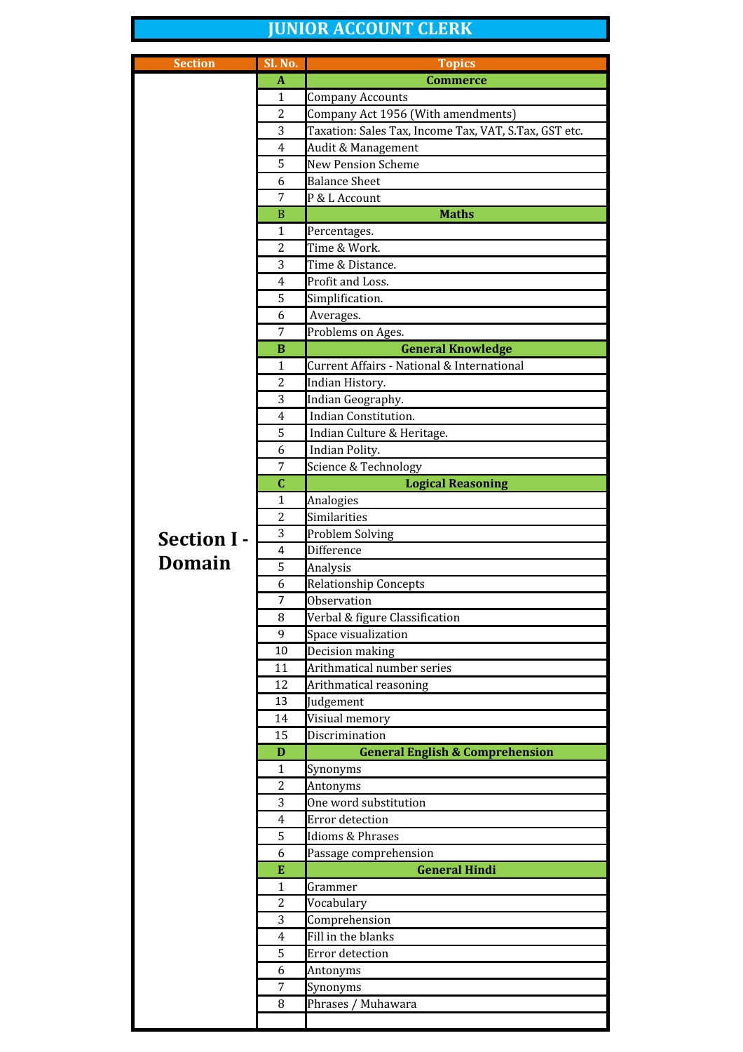# JUNIOR ACCOUNT CLERK

| Section | Sl. No. | Topics |
|---|---|---|
| Section I - Domain | **A** | **Commerce** |
| | 1 | Company Accounts |
| | 2 | Company Act 1956 (With amendments) |
| | 3 | Taxation: Sales Tax, Income Tax, VAT, S.Tax, GST etc. |
| | 4 | Audit & Management |
| | 5 | New Pension Scheme |
| | 6 | Balance Sheet |
| | 7 | P & L Account |
| | B | **Maths** |
| | 1 | Percentages. |
| | 2 | Time & Work. |
| | 3 | Time & Distance. |
| | 4 | Profit and Loss. |
| | 5 | Simplification. |
| | 6 | Averages. |
| | 7 | Problems on Ages. |
| | **B** | **General Knowledge** |
| | 1 | Current Affairs - National & International |
| | 2 | Indian History. |
| | 3 | Indian Geography. |
| | 4 | Indian Constitution. |
| | 5 | Indian Culture & Heritage. |
| | 6 | Indian Polity. |
| | 7 | Science & Technology |
| | **C** | **Logical Reasoning** |
| | 1 | Analogies |
| | 2 | Similarities |
| | 3 | Problem Solving |
| | 4 | Difference |
| | 5 | Analysis |
| | 6 | Relationship Concepts |
| | 7 | Observation |
| | 8 | Verbal & figure Classification |
| | 9 | Space visualization |
| | 10 | Decision making |
| | 11 | Arithmatical number series |
| | 12 | Arithmatical reasoning |
| | 13 | Judgement |
| | 14 | Visiual memory |
| | 15 | Discrimination |
| | **D** | **General English & Comprehension** |
| | 1 | Synonyms |
| | 2 | Antonyms |
| | 3 | One word substitution |
| | 4 | Error detection |
| | 5 | Idioms & Phrases |
| | 6 | Passage comprehension |
| | **E** | **General Hindi** |
| | 1 | Grammer |
| | 2 | Vocabulary |
| | 3 | Comprehension |
| | 4 | Fill in the blanks |
| | 5 | Error detection |
| | 6 | Antonyms |
| | 7 | Synonyms |
| | 8 | Phrases / Muhawara |
| | | |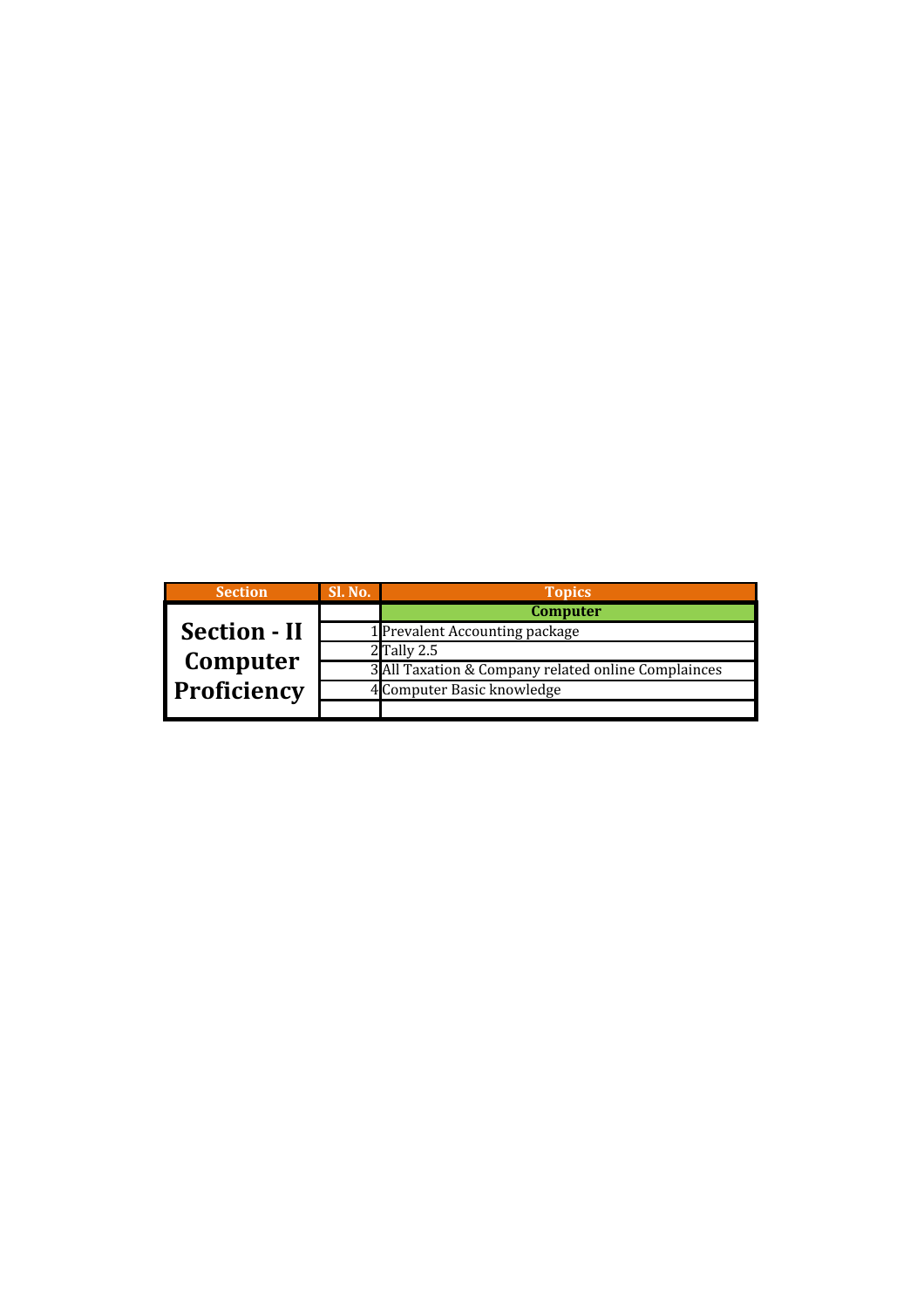| Section | Sl. No. | Topics |
|---|---|---|
| **Section - II Computer Proficiency** | | **Computer** |
| | 1 | Prevalent Accounting package |
| | 2 | Tally 2.5 |
| | 3 | All Taxation & Company related online Complaince |
| | 4 | Computer Basic knowledge |
| | | |